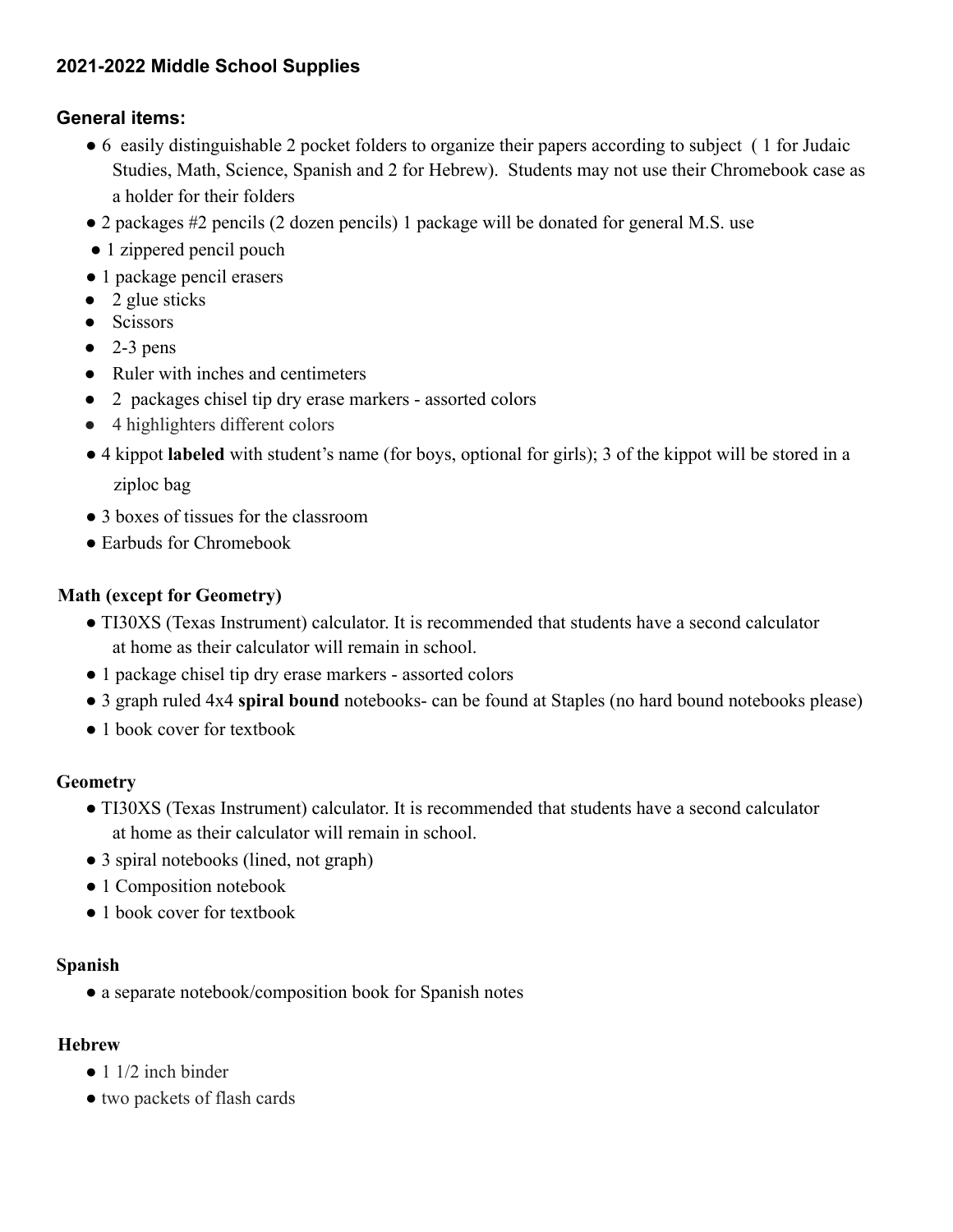### **2021-2022 Middle School Supplies**

### **General items:**

- 6 easily distinguishable 2 pocket folders to organize their papers according to subject ( 1 for Judaic Studies, Math, Science, Spanish and 2 for Hebrew). Students may not use their Chromebook case as a holder for their folders
- 2 packages #2 pencils (2 dozen pencils) 1 package will be donated for general M.S. use
- 1 zippered pencil pouch
- 1 package pencil erasers
- 2 glue sticks
- Scissors
- 2-3 pens
- Ruler with inches and centimeters
- 2 packages chisel tip dry erase markers - assorted colors
- 4 highlighters different colors
- 4 kippot **labeled** with student's name (for boys, optional for girls); 3 of the kippot will be stored in a ziploc bag
- 3 boxes of tissues for the classroom
- Earbuds for Chromebook

### **Math (except for Geometry)**

- TI30XS (Texas Instrument) calculator. It is recommended that students have a second calculator at home as their calculator will remain in school.
- 1 package chisel tip dry erase markers - assorted colors
- 3 graph ruled 4x4 **spiral bound** notebooks- can be found at Staples (no hard bound notebooks please)
- 1 book cover for textbook

### **Geometry**

- TI30XS (Texas Instrument) calculator. It is recommended that students have a second calculator at home as their calculator will remain in school.
- 3 spiral notebooks (lined, not graph)
- 1 Composition notebook
- 1 book cover for textbook

### **Spanish**

- a separate notebook/composition book for Spanish notes

### **Hebrew**

- 1 1/2 inch binder
- two packets of flash cards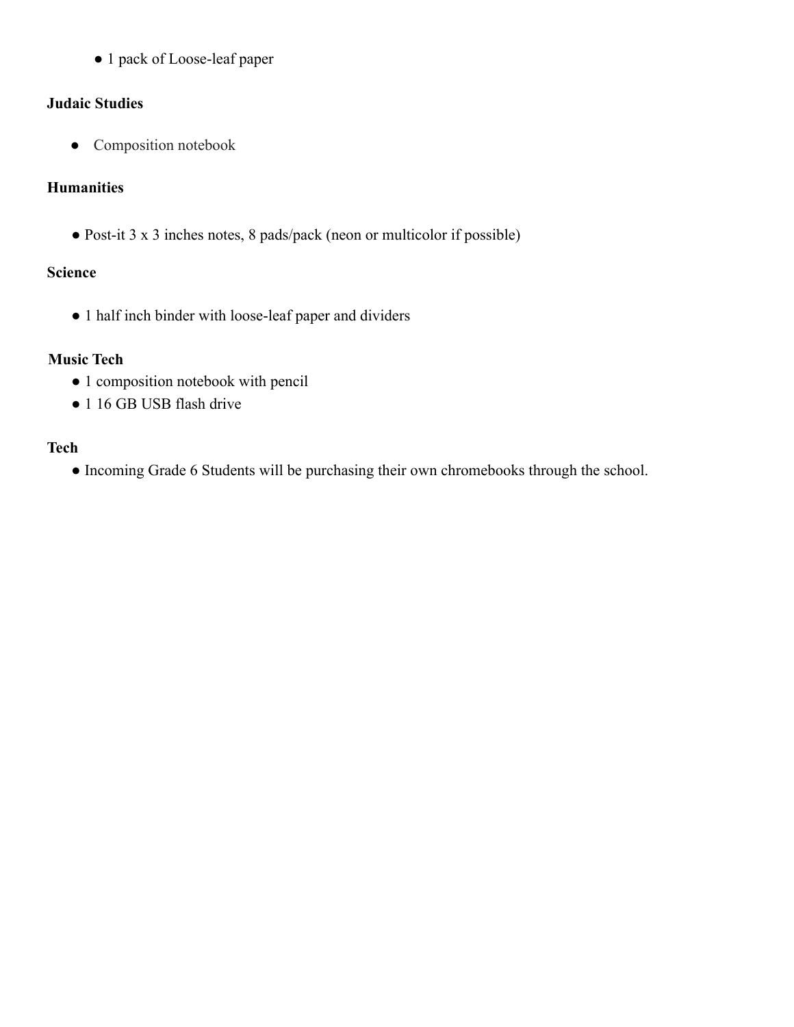- 1 pack of Loose-leaf paper

**Judaic Studies**

- Composition notebook

**Humanities**

- Post-it 3 x 3 inches notes, 8 pads/pack (neon or multicolor if possible)

**Science**

- 1 half inch binder with loose-leaf paper and dividers

**Music Tech**

- 1 composition notebook with pencil
- 1 16 GB USB flash drive

**Tech**

- Incoming Grade 6 Students will be purchasing their own chromebooks through the school.